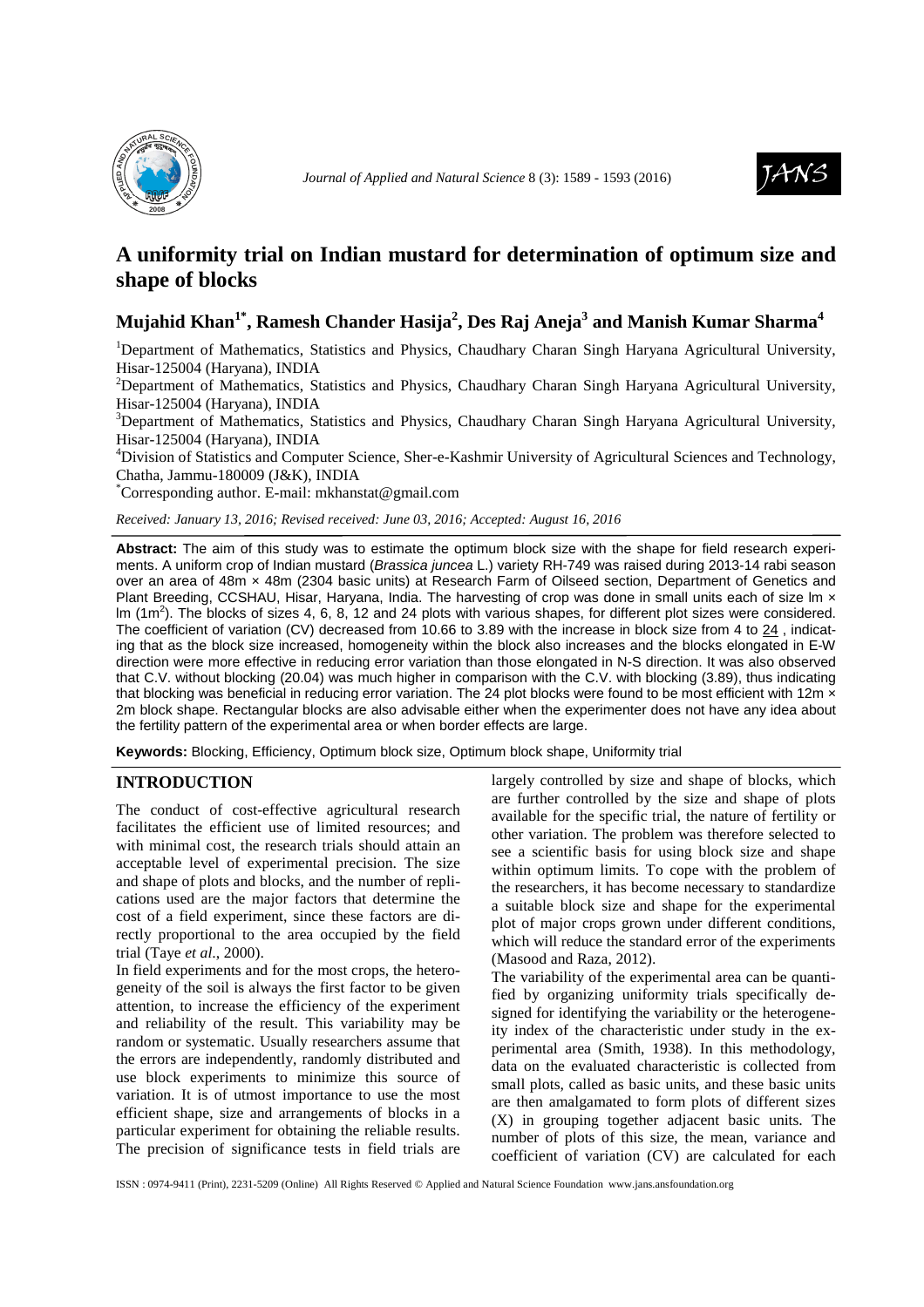# A uniformity trial on Indian mustard for determination of optimum size and shape of blocks

**Mujahid Khan[1*], Ramesh Chander Hasija[2], Des Raj Aneja[3] and Manish Kumar Sharma[4]**

[1]Department of Mathematics, Statistics and Physics, Chaudhary Charan Singh Haryana Agricultural University, Hisar-125004 (Haryana), INDIA

[2]Department of Mathematics, Statistics and Physics, Chaudhary Charan Singh Haryana Agricultural University, Hisar-125004 (Haryana), INDIA

[3]Department of Mathematics, Statistics and Physics, Chaudhary Charan Singh Haryana Agricultural University, Hisar-125004 (Haryana), INDIA

[4]Division of Statistics and Computer Science, Sher-e-Kashmir University of Agricultural Sciences and Technology, Chatha, Jammu-180009 (J&K), INDIA

[*]Corresponding author. E-mail: mkhanstat@gmail.com

*Received: January 13, 2016; Revised received: June 03, 2016; Accepted: August 16, 2016*

**Abstract:** The aim of this study was to estimate the optimum block size with the shape for field research experiments. A uniform crop of Indian mustard (*Brassica juncea* L.) variety RH-749 was raised during 2013-14 rabi season over an area of 48m × 48m (2304 basic units) at Research Farm of Oilseed section, Department of Genetics and Plant Breeding, CCSHAU, Hisar, Haryana, India. The harvesting of crop was done in small units each of size lm × lm ($1m^2$). The blocks of sizes 4, 6, 8, 12 and 24 plots with various shapes, for different plot sizes were considered. The coefficient of variation (CV) decreased from 10.66 to 3.89 with the increase in block size from 4 to 24 , indicating that as the block size increased, homogeneity within the block also increases and the blocks elongated in E-W direction were more effective in reducing error variation than those elongated in N-S direction. It was also observed that C.V. without blocking (20.04) was much higher in comparison with the C.V. with blocking (3.89), thus indicating that blocking was beneficial in reducing error variation. The 24 plot blocks were found to be most efficient with 12m × 2m block shape. Rectangular blocks are also advisable either when the experimenter does not have any idea about the fertility pattern of the experimental area or when border effects are large.

**Keywords:** Blocking, Efficiency, Optimum block size, Optimum block shape, Uniformity trial

## INTRODUCTION

The conduct of cost-effective agricultural research facilitates the efficient use of limited resources; and with minimal cost, the research trials should attain an acceptable level of experimental precision. The size and shape of plots and blocks, and the number of replications used are the major factors that determine the cost of a field experiment, since these factors are directly proportional to the area occupied by the field trial (Taye *et al*., 2000).

In field experiments and for the most crops, the heterogeneity of the soil is always the first factor to be given attention, to increase the efficiency of the experiment and reliability of the result. This variability may be random or systematic. Usually researchers assume that the errors are independently, randomly distributed and use block experiments to minimize this source of variation. It is of utmost importance to use the most efficient shape, size and arrangements of blocks in a particular experiment for obtaining the reliable results. The precision of significance tests in field trials are largely controlled by size and shape of blocks, which are further controlled by the size and shape of plots available for the specific trial, the nature of fertility or other variation. The problem was therefore selected to see a scientific basis for using block size and shape within optimum limits. To cope with the problem of the researchers, it has become necessary to standardize a suitable block size and shape for the experimental plot of major crops grown under different conditions, which will reduce the standard error of the experiments (Masood and Raza, 2012).

The variability of the experimental area can be quantified by organizing uniformity trials specifically designed for identifying the variability or the heterogeneity index of the characteristic under study in the experimental area (Smith, 1938). In this methodology, data on the evaluated characteristic is collected from small plots, called as basic units, and these basic units are then amalgamated to form plots of different sizes (X) in grouping together adjacent basic units. The number of plots of this size, the mean, variance and coefficient of variation (CV) are calculated for each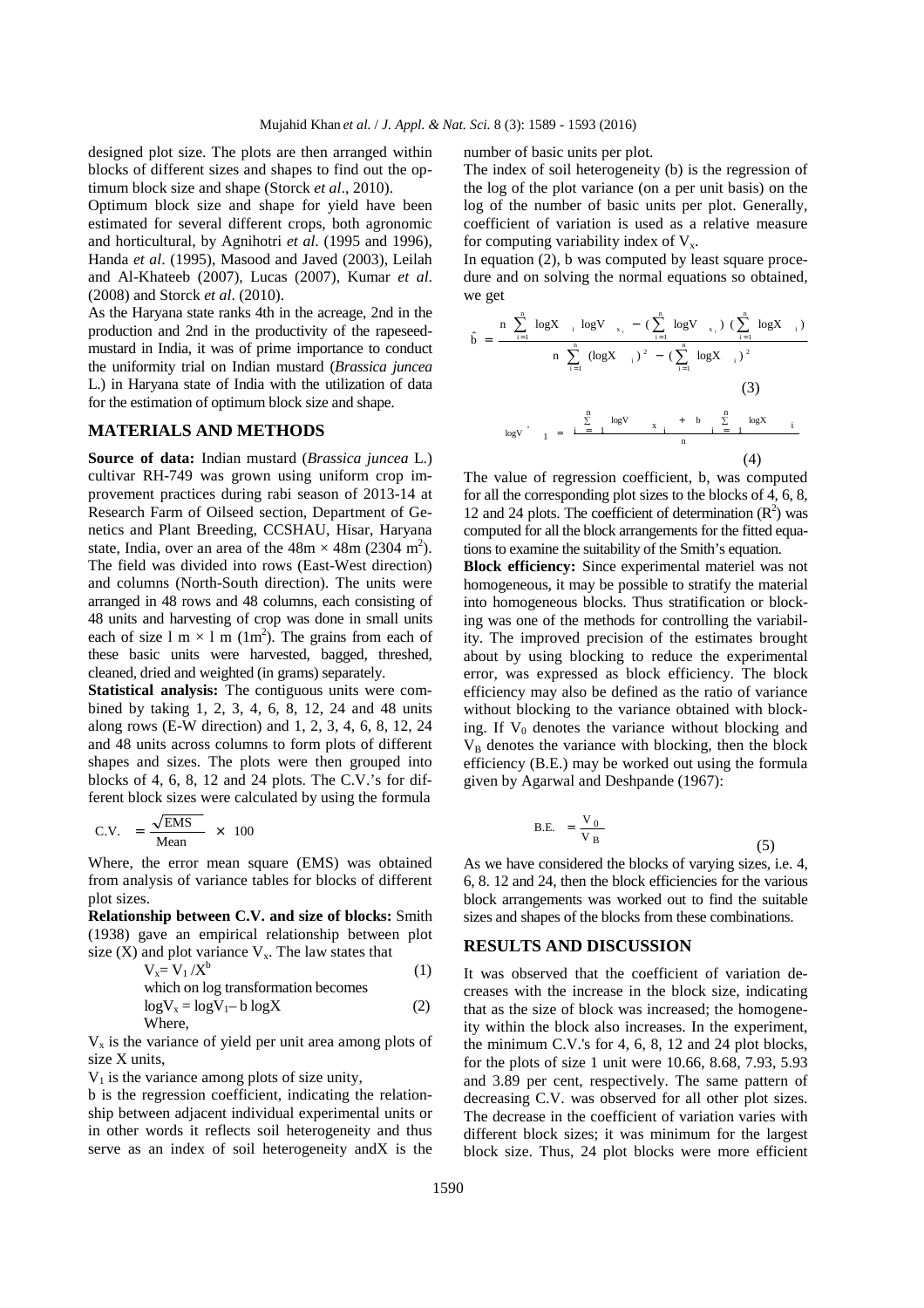designed plot size. The plots are then arranged within blocks of different sizes and shapes to find out the optimum block size and shape (Storck *et al*., 2010).

Optimum block size and shape for yield have been estimated for several different crops, both agronomic and horticultural, by Agnihotri *et al.* (1995 and 1996), Handa *et al*. (1995), Masood and Javed (2003), Leilah and Al-Khateeb (2007), Lucas (2007), Kumar *et al.* (2008) and Storck *et al*. (2010).

As the Haryana state ranks 4th in the acreage, 2nd in the production and 2nd in the productivity of the rapeseed-mustard in India, it was of prime importance to conduct the uniformity trial on Indian mustard (*Brassica juncea* L.) in Haryana state of India with the utilization of data for the estimation of optimum block size and shape.

## MATERIALS AND METHODS

**Source of data:** Indian mustard (*Brassica juncea* L.) cultivar RH-749 was grown using uniform crop improvement practices during rabi season of 2013-14 at Research Farm of Oilseed section, Department of Genetics and Plant Breeding, CCSHAU, Hisar, Haryana state, India, over an area of the $48\text{m} \times 48\text{m}$ ($2304\ \text{m}^2$). The field was divided into rows (East-West direction) and columns (North-South direction). The units were arranged in 48 rows and 48 columns, each consisting of 48 units and harvesting of crop was done in small units each of size $1\ \text{m} \times 1\ \text{m}$ ($1\text{m}^2$). The grains from each of these basic units were harvested, bagged, threshed, cleaned, dried and weighted (in grams) separately.

**Statistical analysis:** The contiguous units were combined by taking 1, 2, 3, 4, 6, 8, 12, 24 and 48 units along rows (E-W direction) and 1, 2, 3, 4, 6, 8, 12, 24 and 48 units across columns to form plots of different shapes and sizes. The plots were then grouped into blocks of 4, 6, 8, 12 and 24 plots. The C.V.'s for different block sizes were calculated by using the formula

$$\text{C.V.} = \frac{\sqrt{\text{EMS}}}{\text{Mean}} \times 100$$

Where, the error mean square (EMS) was obtained from analysis of variance tables for blocks of different plot sizes.

**Relationship between C.V. and size of blocks:** Smith (1938) gave an empirical relationship between plot size (X) and plot variance $V_x$. The law states that

$$V_x = V_1 / X^b \qquad (1)$$

which on log transformation becomes

$$\log V_x = \log V_1 - b \log X \qquad (2)$$

Where,

$V_x$ is the variance of yield per unit area among plots of size X units,

$V_1$ is the variance among plots of size unity,

b is the regression coefficient, indicating the relationship between adjacent individual experimental units or in other words it reflects soil heterogeneity and thus serve as an index of soil heterogeneity and X is the number of basic units per plot.

The index of soil heterogeneity (b) is the regression of the log of the plot variance (on a per unit basis) on the log of the number of basic units per plot. Generally, coefficient of variation is used as a relative measure for computing variability index of $V_x$.

In equation (2), b was computed by least square procedure and on solving the normal equations so obtained, we get

$$\hat{b} = \frac{n \sum_{i=1}^{n} \log X_i \log V_{x_i} - \left(\sum_{i=1}^{n} \log V_{x_i}\right)\left(\sum_{i=1}^{n} \log X_i\right)}{n \sum_{i=1}^{n} (\log X_i)^2 - \left(\sum_{i=1}^{n} \log X_i\right)^2} \qquad (3)$$

$$\log V^{*}_{1} = \frac{\sum_{i=1}^{n} \log V_{x_i} + b \sum_{i=1}^{n} \log X_i}{n} \qquad (4)$$

The value of regression coefficient, b, was computed for all the corresponding plot sizes to the blocks of 4, 6, 8, 12 and 24 plots. The coefficient of determination ($R^2$) was computed for all the block arrangements for the fitted equations to examine the suitability of the Smith's equation.

**Block efficiency:** Since experimental materiel was not homogeneous, it may be possible to stratify the material into homogeneous blocks. Thus stratification or blocking was one of the methods for controlling the variability. The improved precision of the estimates brought about by using blocking to reduce the experimental error, was expressed as block efficiency. The block efficiency may also be defined as the ratio of variance without blocking to the variance obtained with blocking. If $V_0$ denotes the variance without blocking and $V_B$ denotes the variance with blocking, then the block efficiency (B.E.) may be worked out using the formula given by Agarwal and Deshpande (1967):

$$\text{B.E.} = \frac{V_0}{V_B} \qquad (5)$$

As we have considered the blocks of varying sizes, i.e. 4, 6, 8. 12 and 24, then the block efficiencies for the various block arrangements was worked out to find the suitable sizes and shapes of the blocks from these combinations.

## RESULTS AND DISCUSSION

It was observed that the coefficient of variation decreases with the increase in the block size, indicating that as the size of block was increased; the homogeneity within the block also increases. In the experiment, the minimum C.V.'s for 4, 6, 8, 12 and 24 plot blocks, for the plots of size 1 unit were 10.66, 8.68, 7.93, 5.93 and 3.89 per cent, respectively. The same pattern of decreasing C.V. was observed for all other plot sizes. The decrease in the coefficient of variation varies with different block sizes; it was minimum for the largest block size. Thus, 24 plot blocks were more efficient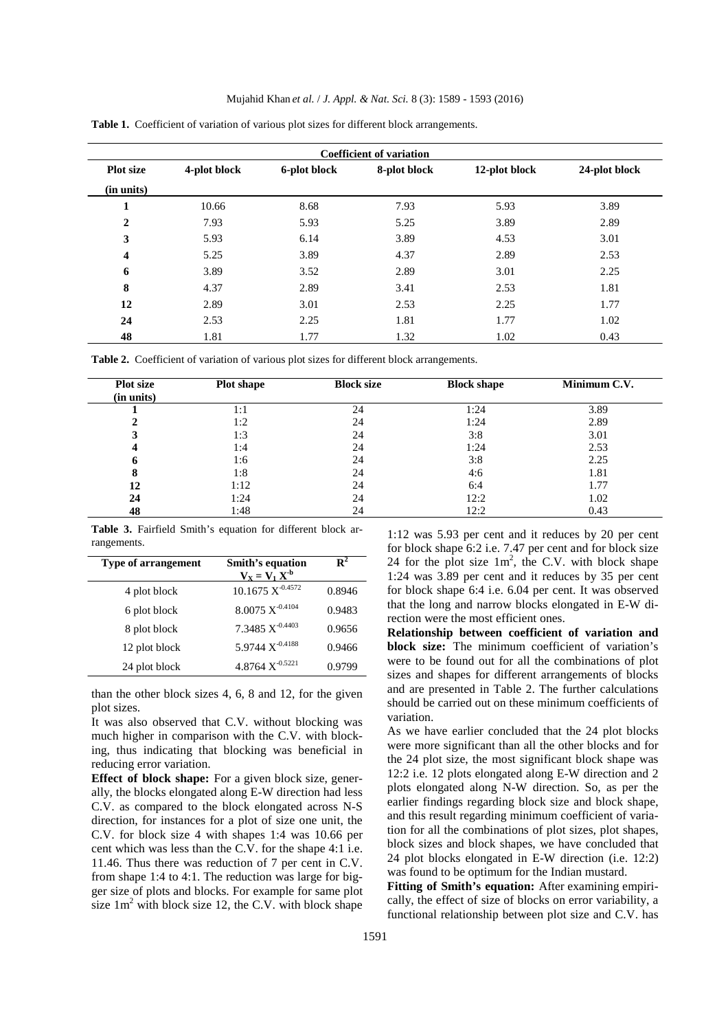**Table 1.** Coefficient of variation of various plot sizes for different block arrangements.

| Plot size (in units) | Coefficient of variation | | | | |
|---|---|---|---|---|---|
| | 4-plot block | 6-plot block | 8-plot block | 12-plot block | 24-plot block |
| **1** | 10.66 | 8.68 | 7.93 | 5.93 | 3.89 |
| **2** | 7.93 | 5.93 | 5.25 | 3.89 | 2.89 |
| **3** | 5.93 | 6.14 | 3.89 | 4.53 | 3.01 |
| **4** | 5.25 | 3.89 | 4.37 | 2.89 | 2.53 |
| **6** | 3.89 | 3.52 | 2.89 | 3.01 | 2.25 |
| **8** | 4.37 | 2.89 | 3.41 | 2.53 | 1.81 |
| **12** | 2.89 | 3.01 | 2.53 | 2.25 | 1.77 |
| **24** | 2.53 | 2.25 | 1.81 | 1.77 | 1.02 |
| **48** | 1.81 | 1.77 | 1.32 | 1.02 | 0.43 |

**Table 2.** Coefficient of variation of various plot sizes for different block arrangements.

| Plot size (in units) | Plot shape | Block size | Block shape | Minimum C.V. |
|---|---|---|---|---|
| **1** | 1:1 | 24 | 1:24 | 3.89 |
| **2** | 1:2 | 24 | 1:24 | 2.89 |
| **3** | 1:3 | 24 | 3:8 | 3.01 |
| **4** | 1:4 | 24 | 1:24 | 2.53 |
| **6** | 1:6 | 24 | 3:8 | 2.25 |
| **8** | 1:8 | 24 | 4:6 | 1.81 |
| **12** | 1:12 | 24 | 6:4 | 1.77 |
| **24** | 1:24 | 24 | 12:2 | 1.02 |
| **48** | 1:48 | 24 | 12:2 | 0.43 |

**Table 3.** Fairfield Smith's equation for different block arrangements.

| Type of arrangement | Smith's equation $V_X = V_1 X^{-b}$ | $R^2$ |
|---|---|---|
| 4 plot block | $10.1675\ X^{-0.4572}$ | 0.8946 |
| 6 plot block | $8.0075\ X^{-0.4104}$ | 0.9483 |
| 8 plot block | $7.3485\ X^{-0.4403}$ | 0.9656 |
| 12 plot block | $5.9744\ X^{-0.4188}$ | 0.9466 |
| 24 plot block | $4.8764\ X^{-0.5221}$ | 0.9799 |

than the other block sizes 4, 6, 8 and 12, for the given plot sizes.

It was also observed that C.V. without blocking was much higher in comparison with the C.V. with blocking, thus indicating that blocking was beneficial in reducing error variation.

**Effect of block shape:** For a given block size, generally, the blocks elongated along E-W direction had less C.V. as compared to the block elongated across N-S direction, for instances for a plot of size one unit, the C.V. for block size 4 with shapes 1:4 was 10.66 per cent which was less than the C.V. for the shape 4:1 i.e. 11.46. Thus there was reduction of 7 per cent in C.V. from shape 1:4 to 4:1. The reduction was large for bigger size of plots and blocks. For example for same plot size $1m^2$ with block size 12, the C.V. with block shape 1:12 was 5.93 per cent and it reduces by 20 per cent for block shape 6:2 i.e. 7.47 per cent and for block size 24 for the plot size $1m^2$, the C.V. with block shape 1:24 was 3.89 per cent and it reduces by 35 per cent for block shape 6:4 i.e. 6.04 per cent. It was observed that the long and narrow blocks elongated in E-W direction were the most efficient ones.

**Relationship between coefficient of variation and block size:** The minimum coefficient of variation's were to be found out for all the combinations of plot sizes and shapes for different arrangements of blocks and are presented in Table 2. The further calculations should be carried out on these minimum coefficients of variation.

As we have earlier concluded that the 24 plot blocks were more significant than all the other blocks and for the 24 plot size, the most significant block shape was 12:2 i.e. 12 plots elongated along E-W direction and 2 plots elongated along N-W direction. So, as per the earlier findings regarding block size and block shape, and this result regarding minimum coefficient of variation for all the combinations of plot sizes, plot shapes, block sizes and block shapes, we have concluded that 24 plot blocks elongated in E-W direction (i.e. 12:2) was found to be optimum for the Indian mustard.

**Fitting of Smith's equation:** After examining empirically, the effect of size of blocks on error variability, a functional relationship between plot size and C.V. has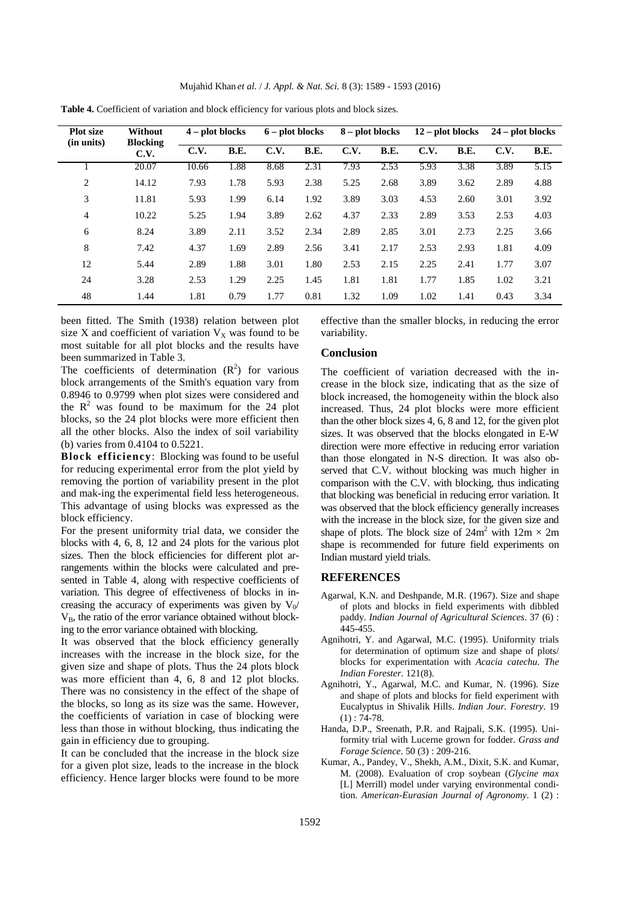**Table 4.** Coefficient of variation and block efficiency for various plots and block sizes.

| Plot size (in units) | Without Blocking C.V. | 4 – plot blocks | | 6 – plot blocks | | 8 – plot blocks | | 12 – plot blocks | | 24 – plot blocks | |
|---|---|---|---|---|---|---|---|---|---|---|---|
| | | C.V. | B.E. | C.V. | B.E. | C.V. | B.E. | C.V. | B.E. | C.V. | B.E. |
| 1 | 20.07 | 10.66 | 1.88 | 8.68 | 2.31 | 7.93 | 2.53 | 5.93 | 3.38 | 3.89 | 5.15 |
| 2 | 14.12 | 7.93 | 1.78 | 5.93 | 2.38 | 5.25 | 2.68 | 3.89 | 3.62 | 2.89 | 4.88 |
| 3 | 11.81 | 5.93 | 1.99 | 6.14 | 1.92 | 3.89 | 3.03 | 4.53 | 2.60 | 3.01 | 3.92 |
| 4 | 10.22 | 5.25 | 1.94 | 3.89 | 2.62 | 4.37 | 2.33 | 2.89 | 3.53 | 2.53 | 4.03 |
| 6 | 8.24 | 3.89 | 2.11 | 3.52 | 2.34 | 2.89 | 2.85 | 3.01 | 2.73 | 2.25 | 3.66 |
| 8 | 7.42 | 4.37 | 1.69 | 2.89 | 2.56 | 3.41 | 2.17 | 2.53 | 2.93 | 1.81 | 4.09 |
| 12 | 5.44 | 2.89 | 1.88 | 3.01 | 1.80 | 2.53 | 2.15 | 2.25 | 2.41 | 1.77 | 3.07 |
| 24 | 3.28 | 2.53 | 1.29 | 2.25 | 1.45 | 1.81 | 1.81 | 1.77 | 1.85 | 1.02 | 3.21 |
| 48 | 1.44 | 1.81 | 0.79 | 1.77 | 0.81 | 1.32 | 1.09 | 1.02 | 1.41 | 0.43 | 3.34 |

been fitted. The Smith (1938) relation between plot size X and coefficient of variation $V_X$ was found to be most suitable for all plot blocks and the results have been summarized in Table 3.

The coefficients of determination ($R^2$) for various block arrangements of the Smith's equation vary from 0.8946 to 0.9799 when plot sizes were considered and the $R^2$ was found to be maximum for the 24 plot blocks, so the 24 plot blocks were more efficient then all the other blocks. Also the index of soil variability (b) varies from 0.4104 to 0.5221.

**Block efficiency**: Blocking was found to be useful for reducing experimental error from the plot yield by removing the portion of variability present in the plot and mak-ing the experimental field less heterogeneous. This advantage of using blocks was expressed as the block efficiency.

For the present uniformity trial data, we consider the blocks with 4, 6, 8, 12 and 24 plots for the various plot sizes. Then the block efficiencies for different plot arrangements within the blocks were calculated and presented in Table 4, along with respective coefficients of variation. This degree of effectiveness of blocks in increasing the accuracy of experiments was given by $V_0/V_B$, the ratio of the error variance obtained without blocking to the error variance obtained with blocking.

It was observed that the block efficiency generally increases with the increase in the block size, for the given size and shape of plots. Thus the 24 plots block was more efficient than 4, 6, 8 and 12 plot blocks. There was no consistency in the effect of the shape of the blocks, so long as its size was the same. However, the coefficients of variation in case of blocking were less than those in without blocking, thus indicating the gain in efficiency due to grouping.

It can be concluded that the increase in the block size for a given plot size, leads to the increase in the block efficiency. Hence larger blocks were found to be more effective than the smaller blocks, in reducing the error variability.

## Conclusion

The coefficient of variation decreased with the increase in the block size, indicating that as the size of block increased, the homogeneity within the block also increased. Thus, 24 plot blocks were more efficient than the other block sizes 4, 6, 8 and 12, for the given plot sizes. It was observed that the blocks elongated in E-W direction were more effective in reducing error variation than those elongated in N-S direction. It was also observed that C.V. without blocking was much higher in comparison with the C.V. with blocking, thus indicating that blocking was beneficial in reducing error variation. It was observed that the block efficiency generally increases with the increase in the block size, for the given size and shape of plots. The block size of $24m^2$ with $12m \times 2m$ shape is recommended for future field experiments on Indian mustard yield trials.

## REFERENCES

Agarwal, K.N. and Deshpande, M.R. (1967). Size and shape of plots and blocks in field experiments with dibbled paddy. *Indian Journal of Agricultural Sciences*. 37 (6) : 445-455.

Agnihotri, Y. and Agarwal, M.C. (1995). Uniformity trials for determination of optimum size and shape of plots/ blocks for experimentation with *Acacia catechu*. *The Indian Forester*. 121(8).

Agnihotri, Y., Agarwal, M.C. and Kumar, N. (1996). Size and shape of plots and blocks for field experiment with Eucalyptus in Shivalik Hills. *Indian Jour. Forestry*. 19 (1) : 74-78.

Handa, D.P., Sreenath, P.R. and Rajpali, S.K. (1995). Uniformity trial with Lucerne grown for fodder. *Grass and Forage Science*. 50 (3) : 209-216.

Kumar, A., Pandey, V., Shekh, A.M., Dixit, S.K. and Kumar, M. (2008). Evaluation of crop soybean (*Glycine max* [L] Merrill) model under varying environmental condition. *American-Eurasian Journal of Agronomy*. 1 (2) :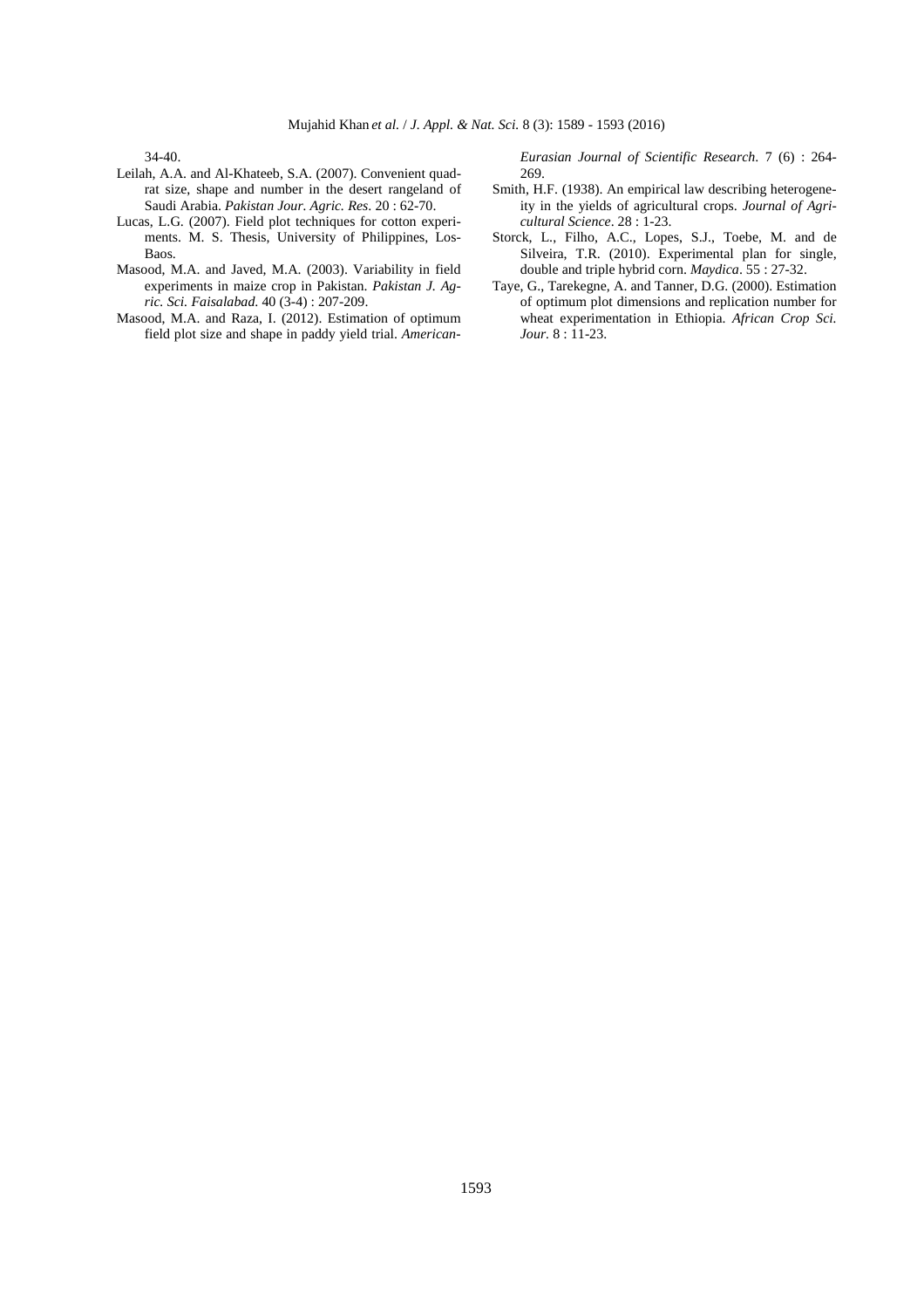34-40.

Leilah, A.A. and Al-Khateeb, S.A. (2007). Convenient quadrat size, shape and number in the desert rangeland of Saudi Arabia. *Pakistan Jour. Agric. Res*. 20 : 62-70.

Lucas, L.G. (2007). Field plot techniques for cotton experiments. M. S. Thesis, University of Philippines, Los-Baos.

Masood, M.A. and Javed, M.A. (2003). Variability in field experiments in maize crop in Pakistan. *Pakistan J. Agric. Sci. Faisalabad*. 40 (3-4) : 207-209.

Masood, M.A. and Raza, I. (2012). Estimation of optimum field plot size and shape in paddy yield trial. *American-Eurasian Journal of Scientific Research*. 7 (6) : 264-269.

Smith, H.F. (1938). An empirical law describing heterogeneity in the yields of agricultural crops. *Journal of Agricultural Science*. 28 : 1-23.

Storck, L., Filho, A.C., Lopes, S.J., Toebe, M. and de Silveira, T.R. (2010). Experimental plan for single, double and triple hybrid corn. *Maydica*. 55 : 27-32.

Taye, G., Tarekegne, A. and Tanner, D.G. (2000). Estimation of optimum plot dimensions and replication number for wheat experimentation in Ethiopia. *African Crop Sci. Jour*. 8 : 11-23.